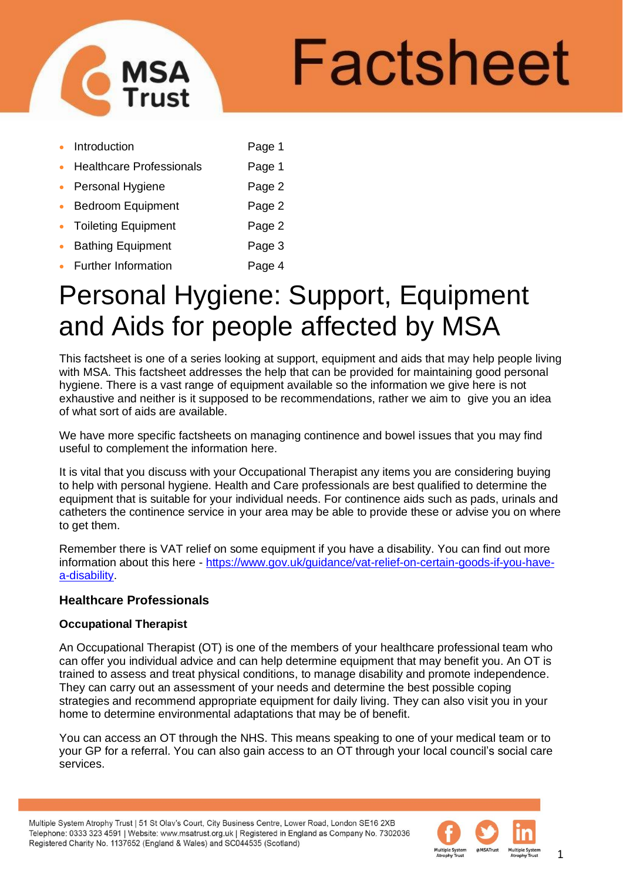# Factsheet

- Introduction Page 1
- Healthcare Professionals Page 1
- Personal Hygiene Page 2
- Bedroom Equipment Page 2
- Toileting Equipment Page 2
- Bathing Equipment Page 3
- Further Information Page 4

# Personal Hygiene: Support, Equipment and Aids for people affected by MSA

This factsheet is one of a series looking at support, equipment and aids that may help people living with MSA. This factsheet addresses the help that can be provided for maintaining good personal hygiene. There is a vast range of equipment available so the information we give here is not exhaustive and neither is it supposed to be recommendations, rather we aim to give you an idea of what sort of aids are available.

We have more specific factsheets on managing continence and bowel issues that you may find useful to complement the information here.

It is vital that you discuss with your Occupational Therapist any items you are considering buying to help with personal hygiene. Health and Care professionals are best qualified to determine the equipment that is suitable for your individual needs. For continence aids such as pads, urinals and catheters the continence service in your area may be able to provide these or advise you on where to get them.

Remember there is VAT relief on some equipment if you have a disability. You can find out more information about this here - https://www.gov.uk/guidance/vat-relief-on-certain-goods-if-you-have-a-disability.

## Healthcare Professionals

### Occupational Therapist

An Occupational Therapist (OT) is one of the members of your healthcare professional team who can offer you individual advice and can help determine equipment that may benefit you. An OT is trained to assess and treat physical conditions, to manage disability and promote independence. They can carry out an assessment of your needs and determine the best possible coping strategies and recommend appropriate equipment for daily living. They can also visit you in your home to determine environmental adaptations that may be of benefit.

You can access an OT through the NHS. This means speaking to one of your medical team or to your GP for a referral. You can also gain access to an OT through your local council's social care services.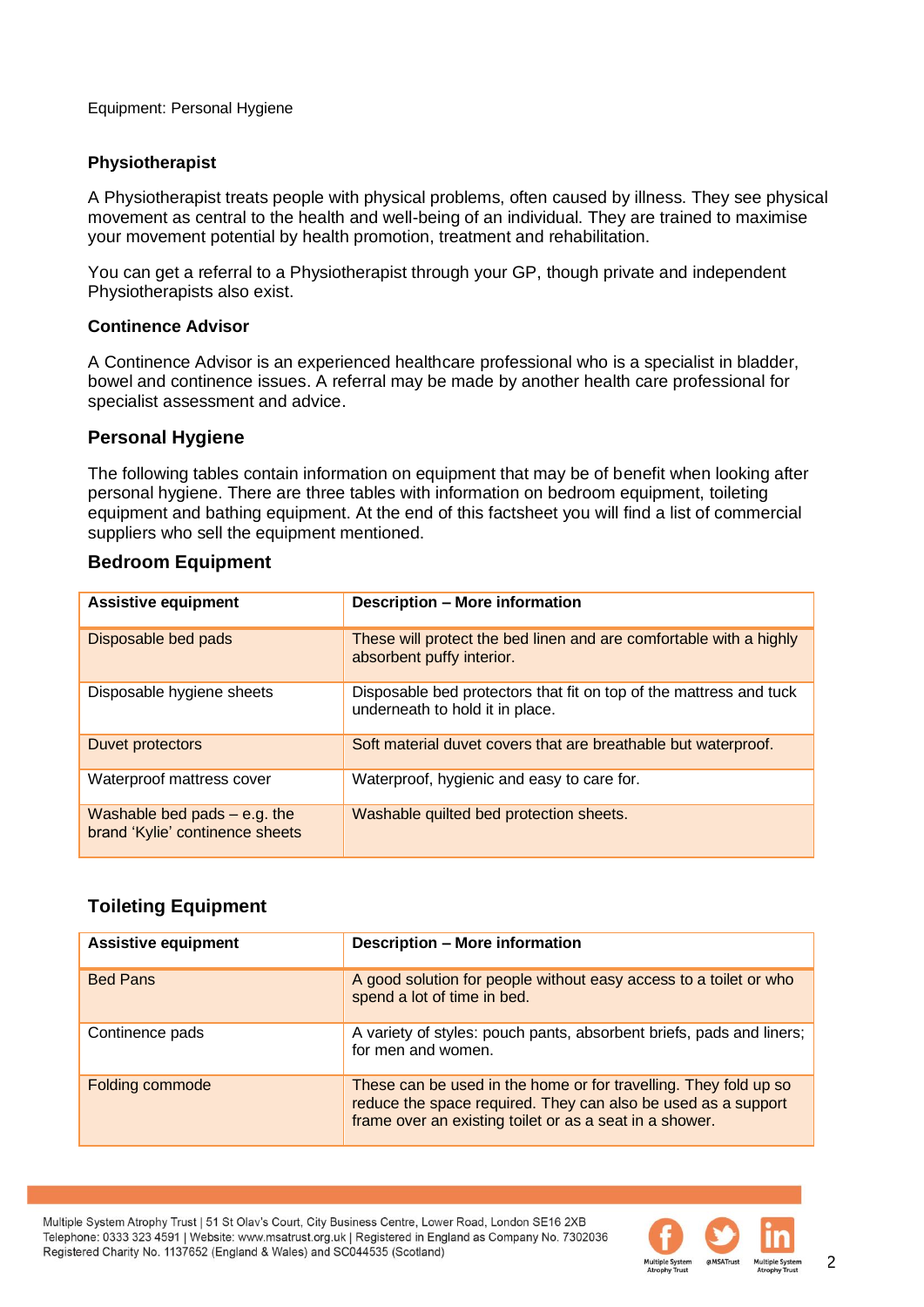Equipment: Personal Hygiene

### Physiotherapist

A Physiotherapist treats people with physical problems, often caused by illness. They see physical movement as central to the health and well-being of an individual. They are trained to maximise your movement potential by health promotion, treatment and rehabilitation.

You can get a referral to a Physiotherapist through your GP, though private and independent Physiotherapists also exist.

### Continence Advisor

A Continence Advisor is an experienced healthcare professional who is a specialist in bladder, bowel and continence issues. A referral may be made by another health care professional for specialist assessment and advice.

## Personal Hygiene

The following tables contain information on equipment that may be of benefit when looking after personal hygiene. There are three tables with information on bedroom equipment, toileting equipment and bathing equipment. At the end of this factsheet you will find a list of commercial suppliers who sell the equipment mentioned.

## Bedroom Equipment

| Assistive equipment | Description – More information |
|---|---|
| Disposable bed pads | These will protect the bed linen and are comfortable with a highly absorbent puffy interior. |
| Disposable hygiene sheets | Disposable bed protectors that fit on top of the mattress and tuck underneath to hold it in place. |
| Duvet protectors | Soft material duvet covers that are breathable but waterproof. |
| Waterproof mattress cover | Waterproof, hygienic and easy to care for. |
| Washable bed pads – e.g. the brand 'Kylie' continence sheets | Washable quilted bed protection sheets. |

## Toileting Equipment

| Assistive equipment | Description – More information |
|---|---|
| Bed Pans | A good solution for people without easy access to a toilet or who spend a lot of time in bed. |
| Continence pads | A variety of styles: pouch pants, absorbent briefs, pads and liners; for men and women. |
| Folding commode | These can be used in the home or for travelling. They fold up so reduce the space required. They can also be used as a support frame over an existing toilet or as a seat in a shower. |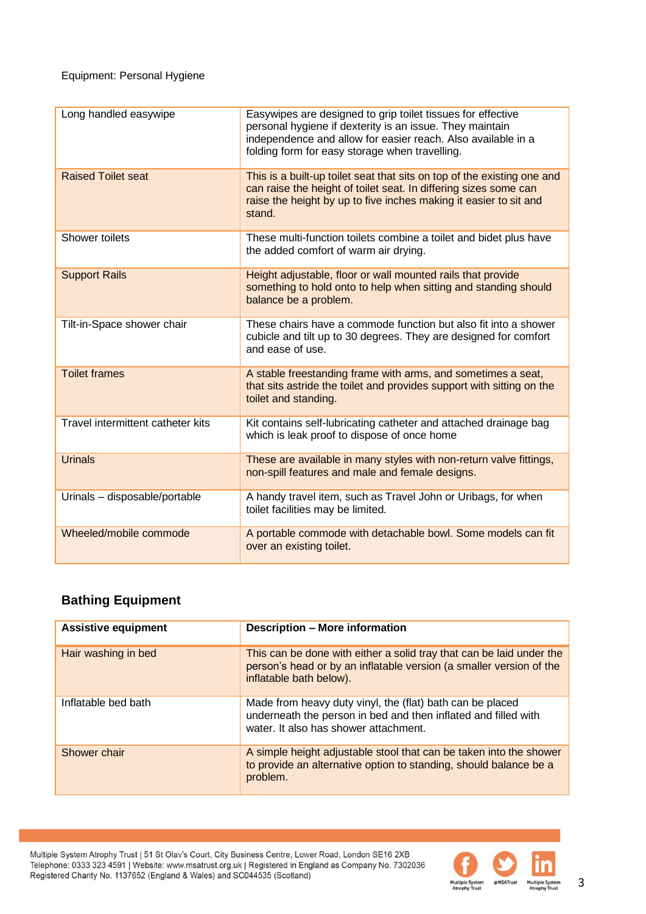Equipment: Personal Hygiene

| | |
|---|---|
| Long handled easywipe | Easywipes are designed to grip toilet tissues for effective personal hygiene if dexterity is an issue. They maintain independence and allow for easier reach. Also available in a folding form for easy storage when travelling. |
| Raised Toilet seat | This is a built-up toilet seat that sits on top of the existing one and can raise the height of toilet seat. In differing sizes some can raise the height by up to five inches making it easier to sit and stand. |
| Shower toilets | These multi-function toilets combine a toilet and bidet plus have the added comfort of warm air drying. |
| Support Rails | Height adjustable, floor or wall mounted rails that provide something to hold onto to help when sitting and standing should balance be a problem. |
| Tilt-in-Space shower chair | These chairs have a commode function but also fit into a shower cubicle and tilt up to 30 degrees. They are designed for comfort and ease of use. |
| Toilet frames | A stable freestanding frame with arms, and sometimes a seat, that sits astride the toilet and provides support with sitting on the toilet and standing. |
| Travel intermittent catheter kits | Kit contains self-lubricating catheter and attached drainage bag which is leak proof to dispose of once home |
| Urinals | These are available in many styles with non-return valve fittings, non-spill features and male and female designs. |
| Urinals – disposable/portable | A handy travel item, such as Travel John or Uribags, for when toilet facilities may be limited. |
| Wheeled/mobile commode | A portable commode with detachable bowl. Some models can fit over an existing toilet. |

## Bathing Equipment

| **Assistive equipment** | **Description – More information** |
|---|---|
| Hair washing in bed | This can be done with either a solid tray that can be laid under the person's head or by an inflatable version (a smaller version of the inflatable bath below). |
| Inflatable bed bath | Made from heavy duty vinyl, the (flat) bath can be placed underneath the person in bed and then inflated and filled with water. It also has shower attachment. |
| Shower chair | A simple height adjustable stool that can be taken into the shower to provide an alternative option to standing, should balance be a problem. |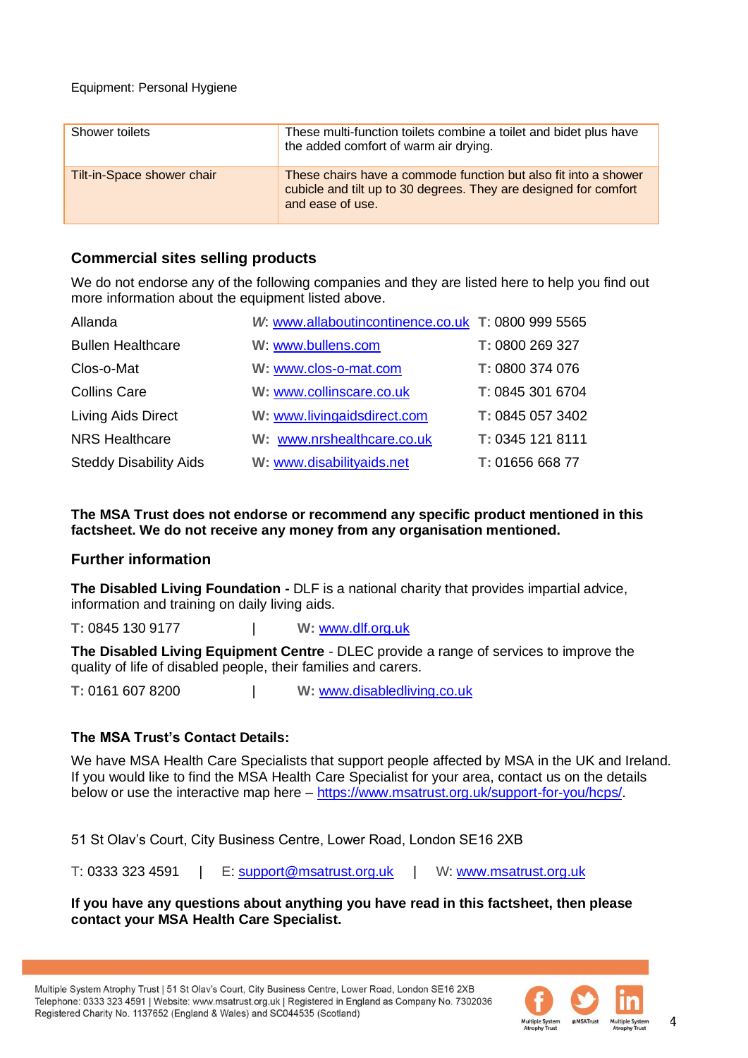Equipment: Personal Hygiene

| | |
|---|---|
| Shower toilets | These multi-function toilets combine a toilet and bidet plus have the added comfort of warm air drying. |
| Tilt-in-Space shower chair | These chairs have a commode function but also fit into a shower cubicle and tilt up to 30 degrees. They are designed for comfort and ease of use. |

### Commercial sites selling products

We do not endorse any of the following companies and they are listed here to help you find out more information about the equipment listed above.

| | | |
|---|---|---|
| Allanda | *W*: www.allaboutincontinence.co.uk | T: 0800 999 5565 |
| Bullen Healthcare | **W:** www.bullens.com | **T:** 0800 269 327 |
| Clos-o-Mat | **W:** www.clos-o-mat.com | **T:** 0800 374 076 |
| Collins Care | **W:** www.collinscare.co.uk | **T**: 0845 301 6704 |
| Living Aids Direct | **W:** www.livingaidsdirect.com | **T:** 0845 057 3402 |
| NRS Healthcare | **W:** www.nrshealthcare.co.uk | **T:** 0345 121 8111 |
| Steddy Disability Aids | **W:** www.disabilityaids.net | **T:** 01656 668 77 |

**The MSA Trust does not endorse or recommend any specific product mentioned in this factsheet. We do not receive any money from any organisation mentioned.**

### Further information

**The Disabled Living Foundation -** DLF is a national charity that provides impartial advice, information and training on daily living aids.

**T:** 0845 130 9177 | **W:** www.dlf.org.uk

**The Disabled Living Equipment Centre** - DLEC provide a range of services to improve the quality of life of disabled people, their families and carers.

**T:** 0161 607 8200 | **W:** www.disabledliving.co.uk

**The MSA Trust's Contact Details:**

We have MSA Health Care Specialists that support people affected by MSA in the UK and Ireland. If you would like to find the MSA Health Care Specialist for your area, contact us on the details below or use the interactive map here – https://www.msatrust.org.uk/support-for-you/hcps/.

51 St Olav's Court, City Business Centre, Lower Road, London SE16 2XB

T: 0333 323 4591 | E: support@msatrust.org.uk | W: www.msatrust.org.uk

**If you have any questions about anything you have read in this factsheet, then please contact your MSA Health Care Specialist.**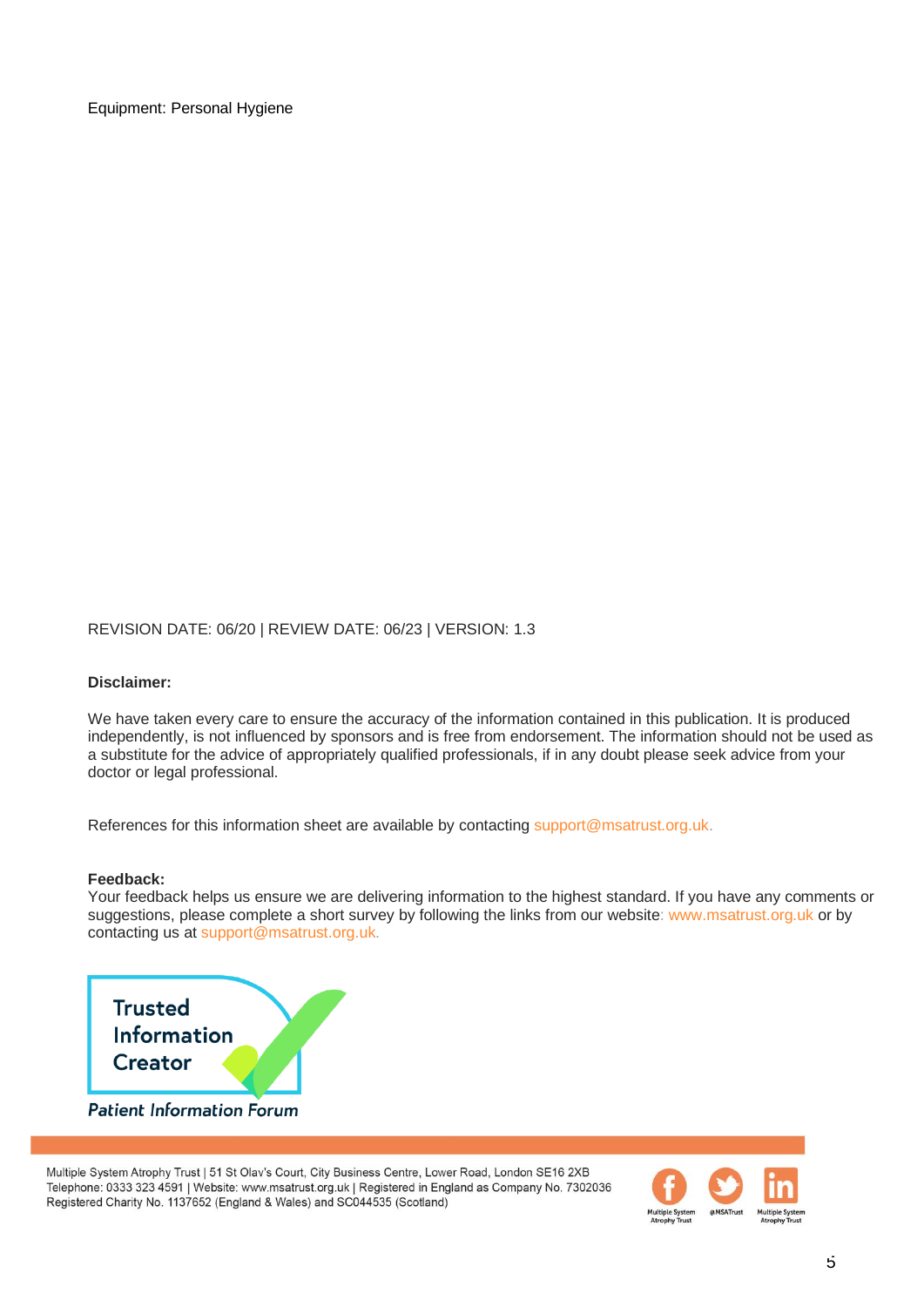Equipment: Personal Hygiene

REVISION DATE: 06/20 | REVIEW DATE: 06/23 | VERSION: 1.3

**Disclaimer:**

We have taken every care to ensure the accuracy of the information contained in this publication. It is produced independently, is not influenced by sponsors and is free from endorsement. The information should not be used as a substitute for the advice of appropriately qualified professionals, if in any doubt please seek advice from your doctor or legal professional.

References for this information sheet are available by contacting support@msatrust.org.uk.

**Feedback:**
Your feedback helps us ensure we are delivering information to the highest standard. If you have any comments or suggestions, please complete a short survey by following the links from our website: www.msatrust.org.uk or by contacting us at support@msatrust.org.uk.

Trusted Information Creator

*Patient Information Forum*

Multiple System Atrophy Trust | 51 St Olav's Court, City Business Centre, Lower Road, London SE16 2XB
Telephone: 0333 323 4591 | Website: www.msatrust.org.uk | Registered in England as Company No. 7302036
Registered Charity No. 1137652 (England & Wales) and SC044535 (Scotland)

Multiple System Atrophy Trust | @MSATrust | Multiple System Atrophy Trust